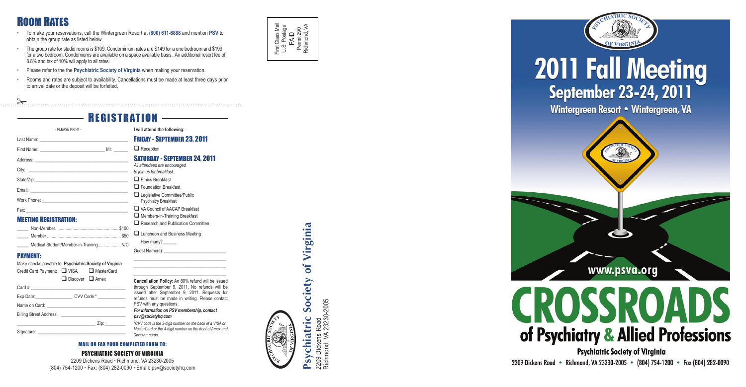# Room Rates

- To make your reservations, call the Wintergreen Resort at **(800) 611-6888** and mention **PSV** to obtain the group rate as listed below.
- The group rate for studio rooms is $109. Condominium rates are $149 for a one bedroom and $199 for a two bedroom. Condominiums are available on a space available basis. An additional resort fee of 8.8% and tax of 10% will apply to all rates.
- Please refer to the the **Psychiatric Society of Virginia** when making your reservation.
- Rooms and rates are subject to availability. Cancellations must be made at least three days prior to arrival date or the deposit will be forfeited.

# Registration

- PLEASE PRINT -

Last Name: ______________________

First Name: ______________________ MI: ______

Address: ______________________

City: ______________________

State/Zip: ______________________

Email: ______________________

Work Phone: ______________________

Fax: ______________________

### Meeting Registration:

_____ Non-Member.......................................... $100

_____ Member ................................................. $50

_____ Medical Student/Member-in-Training.................... N/C

### Payment:

Make checks payable to: **Psychiatric Society of Virginia**

Credit Card Payment: ☐ VISA ☐ MasterCard ☐ Discover ☐ Amex

Card #: ______________________

Exp Date: ____________ CVV Code:* ____________

Name on Card: ______________________

Billing Street Address: ______________________

______________________ Zip: ________

Signature: ______________________

**I will attend the following:**

### Friday - September 23, 2011

☐ Reception

### Saturday - September 24, 2011

*All attendees are encouraged to join us for breakfast.*

☐ Ethics Breakfast
☐ Foundation Breakfast
☐ Legislative Committee/Public Psychiatry Breakfast
☐ VA Council of AACAP Breakfast
☐ Members-in-Training Breakfast
☐ Research and Publication Committee
☐ Luncheon and Business Meeting

How many? ______

Guest Name(s): ______________________

**Cancellation Policy:** An 80% refund will be issued through September 9, 2011. No refunds will be issued after September 9, 2011. Requests for refunds must be made in writing. Please contact PSV with any questions.

***For information on PSV membership, contact psv@societyhq.com***

*\*CVV code is the 3-digit number on the back of a VISA or MasterCard or the 4-digit number on the front of Amex and Discover cards.*

### Mail or Fax Your Completed Form To:

**Psychiatric Society of Virginia**

2209 Dickens Road • Richmond, VA 23230-2005
(804) 754-1200 • Fax: (804) 282-0090 • Email: psv@societyhq.com

First Class Mail
U.S. Postage
PAID
Permit 290
Richmond, VA

**Psychiatric Society of Virginia**
2209 Dickens Road
Richmond, VA 23230-2005

# 2011 Fall Meeting

## September 23-24, 2011

**Wintergreen Resort • Wintergreen, VA**

www.psva.org

# CROSSROADS of Psychiatry & Allied Professions

**Psychiatric Society of Virginia**

2209 Dickens Road • Richmond, VA 23230-2005 • (804) 754-1200 • Fax (804) 282-0090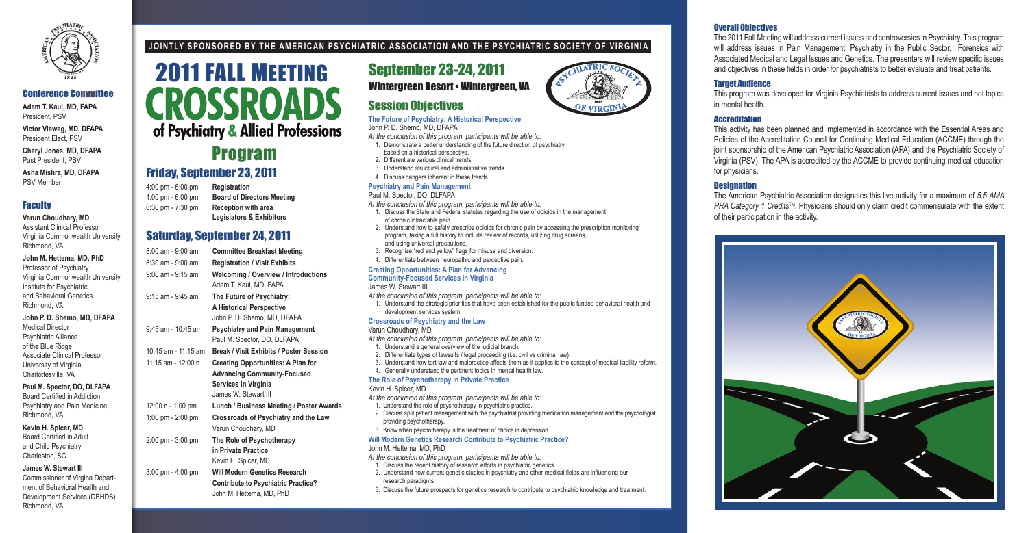## Conference Committee

**Adam T. Kaul, MD, FAPA**
President, PSV

**Victor Vieweg, MD, DFAPA**
President Elect, PSV

**Cheryl Jones, MD, DFAPA**
Past President, PSV

**Asha Mishra, MD, DFAPA**
PSV Member

## Faculty

**Varun Choudhary, MD**
Assistant Clinical Professor
Virginia Commonwealth University
Richmond, VA

**John M. Hettema, MD, PhD**
Professor of Psychiatry
Virginia Commonwealth University
Institute for Psychiatric and Behavioral Genetics
Richmond, VA

**John P. D. Shemo, MD, DFAPA**
Medical Director
Psychiatric Alliance of the Blue Ridge
Associate Clinical Professor
University of Virginia
Charlottesville, VA

**Paul M. Spector, DO, DLFAPA**
Board Certified in Addiction Psychiatry and Pain Medicine
Richmond, VA

**Kevin H. Spicer, MD**
Board Certified in Adult and Child Psychiatry
Charleston, SC

**James W. Stewart III**
Commissioner of Virgina Department of Behavioral Health and Development Services (DBHDS)
Richmond, VA

**JOINTLY SPONSORED BY THE AMERICAN PSYCHIATRIC ASSOCIATION AND THE PSYCHIATRIC SOCIETY OF VIRGINIA**

# 2011 FALL MEETING CROSSROADS of Psychiatry & Allied Professions

# Program

## Friday, September 23, 2011

| | |
|---|---|
| 4:00 pm - 6:00 pm | **Registration** |
| 4:00 pm - 6:00 pm | **Board of Directors Meeting** |
| 6:30 pm - 7:30 pm | **Reception with area Legislators & Exhibitors** |

## Saturday, September 24, 2011

| | |
|---|---|
| 8:00 am - 9:00 am | **Committee Breakfast Meeting** |
| 8:30 am - 9:00 am | **Registration / Visit Exhibits** |
| 9:00 am - 9:15 am | **Welcoming / Overview / Introductions** Adam T. Kaul, MD, FAPA |
| 9:15 am - 9:45 am | **The Future of Psychiatry: A Historical Perspective** John P. D. Shemo, MD, DFAPA |
| 9:45 am - 10:45 am | **Psychiatry and Pain Management** Paul M. Spector, DO, DLFAPA |
| 10:45 am - 11:15 am | **Break / Visit Exhibits / Poster Session** |
| 11:15 am - 12:00 n | **Creating Opportunities: A Plan for Advancing Community-Focused Services in Virginia** James W. Stewart III |
| 12:00 n - 1:00 pm | **Lunch / Business Meeting / Poster Awards** |
| 1:00 pm - 2:00 pm | **Crossroads of Psychiatry and the Law** Varun Choudhary, MD |
| 2:00 pm - 3:00 pm | **The Role of Psychotherapy in Private Practice** Kevin H. Spicer, MD |
| 3:00 pm - 4:00 pm | **Will Modern Genetics Research Contribute to Psychiatric Practice?** John M. Hettema, MD, PhD |

# September 23-24, 2011

### Wintergreen Resort • Wintergreen, VA

## Session Objectives

**The Future of Psychiatry: A Historical Perspective**
John P. D. Shemo, MD, DFAPA

*At the conclusion of this program, participants will be able to:*

1. Demonstrate a better understanding of the future direction of psychiatry, based on a historical perspective.
2. Differentiate various clinical trends.
3. Understand structural and administrative trends.
4. Discuss dangers inherent in these trends.

**Psychiatry and Pain Management**
Paul M. Spector, DO, DLFAPA

*At the conclusion of this program, participants will be able to:*

1. Discuss the State and Federal statutes regarding the use of opioids in the management of chronic intractable pain.
2. Understand how to safely prescribe opioids for chronic pain by accessing the prescription monitoring program, taking a full history to include review of records, utilizing drug screens, and using universal precautions.
3. Recognize "red and yellow" flags for misuse and diversion.
4. Differentiate between neuropathic and perceptive pain.

**Creating Opportunities: A Plan for Advancing Community-Focused Services in Virginia**
James W. Stewart III

*At the conclusion of this program, participants will be able to:*

1. Understand the strategic priorities that have been established for the public funded behavioral health and development services system.

**Crossroads of Psychiatry and the Law**
Varun Choudhary, MD

*At the conclusion of this program, participants will be able to:*

1. Understand a general overview of the judicial branch.
2. Differentiate types of lawsuits / legal proceeding (i.e. civil vs criminal law).
3. Understand how tort law and malpractice affects them as it applies to the concept of medical liability reform.
4. Generally understand the pertinent topics in mental health law.

**The Role of Psychotherapy in Private Practice**
Kevin H. Spicer, MD

*At the conclusion of this program, participants will be able to:*

1. Understand the role of psychotherapy in psychiatric practice.
2. Discuss split patient management with the psychiatrist providing medication management and the psychologist providing psychotherapy.
3. Know when psychotherapy is the treatment of choice in depression.

**Will Modern Genetics Research Contribute to Psychiatric Practice?**
John M. Hettema, MD, PhD

*At the conclusion of this program, participants will be able to:*

1. Discuss the recent history of research efforts in psychiatric genetics.
2. Understand how current genetic studies in psychiatry and other medical fields are influencing our research paradigms.
3. Discuss the future prospects for genetics research to contribute to psychiatric knowledge and treatment.

## Overall Objectives

The 2011 Fall Meeting will address current issues and controversies in Psychiatry. This program will address issues in Pain Management, Psychiatry in the Public Sector, Forensics with Associated Medical and Legal Issues and Genetics. The presenters will review specific issues and objectives in these fields in order for psychiatrists to better evaluate and treat patients.

## Target Audience

This program was developed for Virginia Psychiatrists to address current issues and hot topics in mental health.

## Accreditation

This activity has been planned and implemented in accordance with the Essential Areas and Policies of the Accreditation Council for Continuing Medical Education (ACCME) through the joint sponsorship of the American Psychiatric Association (APA) and the Psychiatric Society of Virginia (PSV). The APA is accredited by the ACCME to provide continuing medical education for physicians.

## Designation

The American Psychiatric Association designates this live activity for a maximum of *5.5 AMA PRA Category 1 Credits*™. Physicians should only claim credit commensurate with the extent of their participation in the activity.